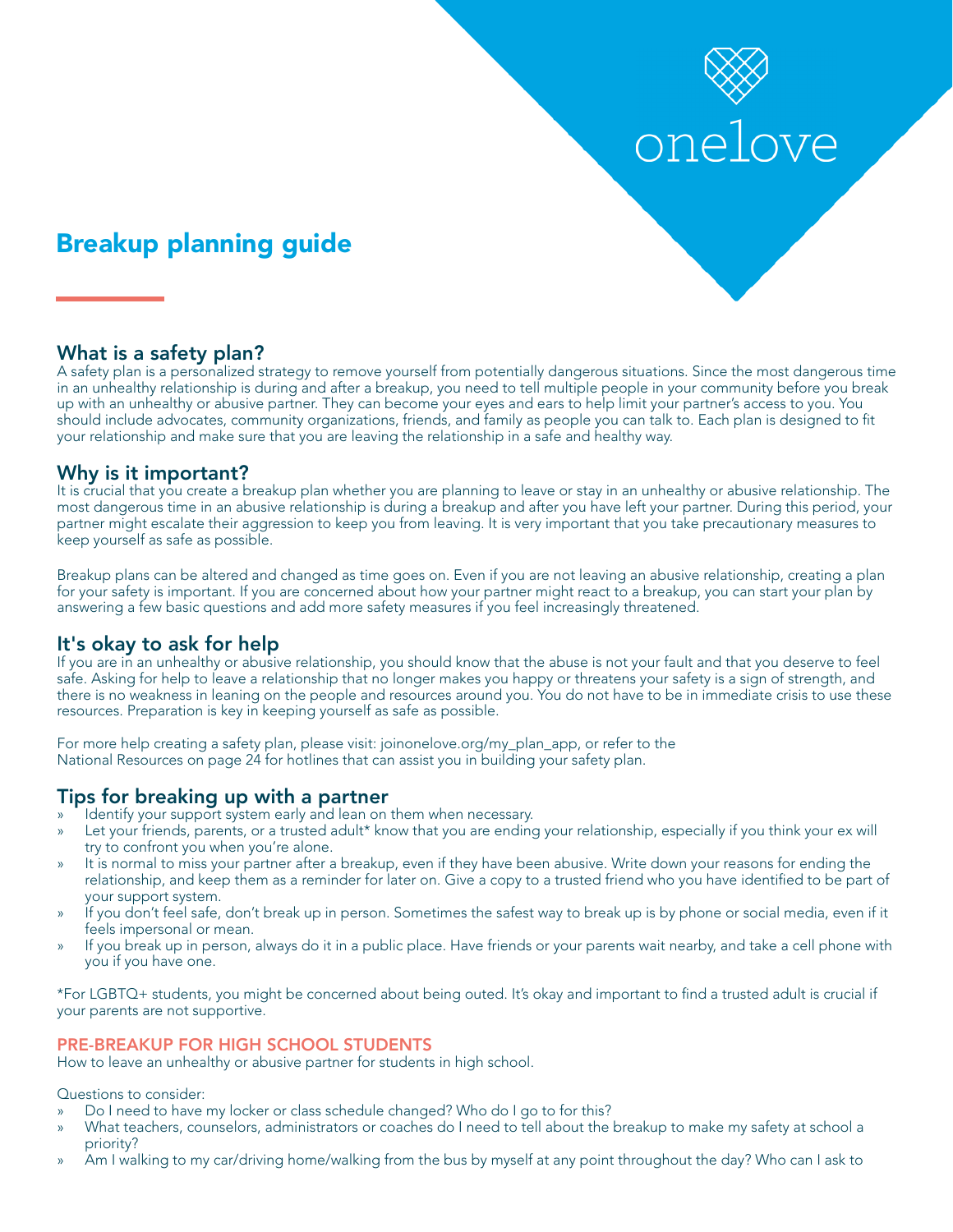onelove

# Breakup planning guide

## What is a safety plan?

A safety plan is a personalized strategy to remove yourself from potentially dangerous situations. Since the most dangerous time in an unhealthy relationship is during and after a breakup, you need to tell multiple people in your community before you break up with an unhealthy or abusive partner. They can become your eyes and ears to help limit your partner's access to you. You should include advocates, community organizations, friends, and family as people you can talk to. Each plan is designed to fit your relationship and make sure that you are leaving the relationship in a safe and healthy way.

## Why is it important?

It is crucial that you create a breakup plan whether you are planning to leave or stay in an unhealthy or abusive relationship. The most dangerous time in an abusive relationship is during a breakup and after you have left your partner. During this period, your partner might escalate their aggression to keep you from leaving. It is very important that you take precautionary measures to keep yourself as safe as possible.

Breakup plans can be altered and changed as time goes on. Even if you are not leaving an abusive relationship, creating a plan for your safety is important. If you are concerned about how your partner might react to a breakup, you can start your plan by answering a few basic questions and add more safety measures if you feel increasingly threatened.

## It's okay to ask for help

If you are in an unhealthy or abusive relationship, you should know that the abuse is not your fault and that you deserve to feel safe. Asking for help to leave a relationship that no longer makes you happy or threatens your safety is a sign of strength, and there is no weakness in leaning on the people and resources around you. You do not have to be in immediate crisis to use these resources. Preparation is key in keeping yourself as safe as possible.

For more help creating a safety plan, please visit: joinonelove.org/my_plan_app, or refer to the National Resources on page 24 for hotlines that can assist you in building your safety plan.

## Tips for breaking up with a partner

- Identify your support system early and lean on them when necessary.
- Let your friends, parents, or a trusted adult* know that you are ending your relationship, especially if you think your ex will try to confront you when you're alone.
- It is normal to miss your partner after a breakup, even if they have been abusive. Write down your reasons for ending the relationship, and keep them as a reminder for later on. Give a copy to a trusted friend who you have identified to be part of your support system.
- If you don't feel safe, don't break up in person. Sometimes the safest way to break up is by phone or social media, even if it feels impersonal or mean.
- If you break up in person, always do it in a public place. Have friends or your parents wait nearby, and take a cell phone with you if you have one.

*For LGBTQ+ students, you might be concerned about being outed. It's okay and important to find a trusted adult is crucial if your parents are not supportive.

### PRE-BREAKUP FOR HIGH SCHOOL STUDENTS

How to leave an unhealthy or abusive partner for students in high school.

Questions to consider:

- Do I need to have my locker or class schedule changed? Who do I go to for this?
- What teachers, counselors, administrators or coaches do I need to tell about the breakup to make my safety at school a priority?
- Am I walking to my car/driving home/walking from the bus by myself at any point throughout the day? Who can I ask to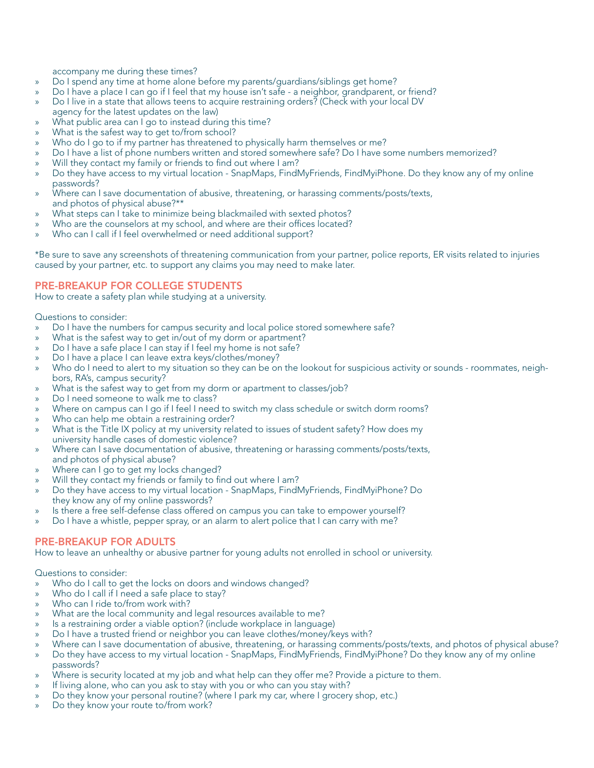accompany me during these times?

- Do I spend any time at home alone before my parents/guardians/siblings get home?
- Do I have a place I can go if I feel that my house isn't safe - a neighbor, grandparent, or friend?
- Do I live in a state that allows teens to acquire restraining orders? (Check with your local DV agency for the latest updates on the law)
- What public area can I go to instead during this time?
- What is the safest way to get to/from school?
- Who do I go to if my partner has threatened to physically harm themselves or me?
- Do I have a list of phone numbers written and stored somewhere safe? Do I have some numbers memorized?
- Will they contact my family or friends to find out where I am?
- Do they have access to my virtual location - SnapMaps, FindMyFriends, FindMyiPhone. Do they know any of my online passwords?
- Where can I save documentation of abusive, threatening, or harassing comments/posts/texts, and photos of physical abuse?**
- What steps can I take to minimize being blackmailed with sexted photos?
- Who are the counselors at my school, and where are their offices located?
- Who can I call if I feel overwhelmed or need additional support?

*Be sure to save any screenshots of threatening communication from your partner, police reports, ER visits related to injuries caused by your partner, etc. to support any claims you may need to make later.

## PRE-BREAKUP FOR COLLEGE STUDENTS

How to create a safety plan while studying at a university.

Questions to consider:

- Do I have the numbers for campus security and local police stored somewhere safe?
- What is the safest way to get in/out of my dorm or apartment?
- Do I have a safe place I can stay if I feel my home is not safe?
- Do I have a place I can leave extra keys/clothes/money?
- Who do I need to alert to my situation so they can be on the lookout for suspicious activity or sounds - roommates, neighbors, RA's, campus security?
- What is the safest way to get from my dorm or apartment to classes/job?
- Do I need someone to walk me to class?
- Where on campus can I go if I feel I need to switch my class schedule or switch dorm rooms?
- Who can help me obtain a restraining order?
- What is the Title IX policy at my university related to issues of student safety? How does my university handle cases of domestic violence?
- Where can I save documentation of abusive, threatening or harassing comments/posts/texts, and photos of physical abuse?
- Where can I go to get my locks changed?
- Will they contact my friends or family to find out where I am?
- Do they have access to my virtual location - SnapMaps, FindMyFriends, FindMyiPhone? Do they know any of my online passwords?
- Is there a free self-defense class offered on campus you can take to empower yourself?
- Do I have a whistle, pepper spray, or an alarm to alert police that I can carry with me?

## PRE-BREAKUP FOR ADULTS

How to leave an unhealthy or abusive partner for young adults not enrolled in school or university.

Questions to consider:

- Who do I call to get the locks on doors and windows changed?
- Who do I call if I need a safe place to stay?
- Who can I ride to/from work with?
- What are the local community and legal resources available to me?
- Is a restraining order a viable option? (include workplace in language)
- Do I have a trusted friend or neighbor you can leave clothes/money/keys with?
- Where can I save documentation of abusive, threatening, or harassing comments/posts/texts, and photos of physical abuse?
- Do they have access to my virtual location - SnapMaps, FindMyFriends, FindMyiPhone? Do they know any of my online passwords?
- Where is security located at my job and what help can they offer me? Provide a picture to them.
- If living alone, who can you ask to stay with you or who can you stay with?
- Do they know your personal routine? (where I park my car, where I grocery shop, etc.)
- Do they know your route to/from work?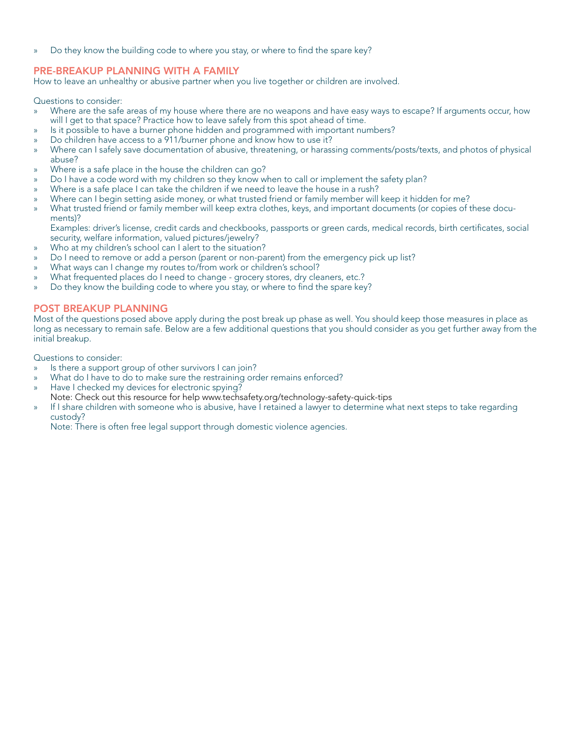- Do they know the building code to where you stay, or where to find the spare key?

## PRE-BREAKUP PLANNING WITH A FAMILY

How to leave an unhealthy or abusive partner when you live together or children are involved.

Questions to consider:

- Where are the safe areas of my house where there are no weapons and have easy ways to escape? If arguments occur, how will I get to that space? Practice how to leave safely from this spot ahead of time.
- Is it possible to have a burner phone hidden and programmed with important numbers?
- Do children have access to a 911/burner phone and know how to use it?
- Where can I safely save documentation of abusive, threatening, or harassing comments/posts/texts, and photos of physical abuse?
- Where is a safe place in the house the children can go?
- Do I have a code word with my children so they know when to call or implement the safety plan?
- Where is a safe place I can take the children if we need to leave the house in a rush?
- Where can I begin setting aside money, or what trusted friend or family member will keep it hidden for me?
- What trusted friend or family member will keep extra clothes, keys, and important documents (or copies of these documents)?
  Examples: driver's license, credit cards and checkbooks, passports or green cards, medical records, birth certificates, social security, welfare information, valued pictures/jewelry?
- Who at my children's school can I alert to the situation?
- Do I need to remove or add a person (parent or non-parent) from the emergency pick up list?
- What ways can I change my routes to/from work or children's school?
- What frequented places do I need to change - grocery stores, dry cleaners, etc.?
- Do they know the building code to where you stay, or where to find the spare key?

## POST BREAKUP PLANNING

Most of the questions posed above apply during the post break up phase as well. You should keep those measures in place as long as necessary to remain safe. Below are a few additional questions that you should consider as you get further away from the initial breakup.

Questions to consider:

- Is there a support group of other survivors I can join?
- What do I have to do to make sure the restraining order remains enforced?
- Have I checked my devices for electronic spying?
  Note: Check out this resource for help www.techsafety.org/technology-safety-quick-tips
- If I share children with someone who is abusive, have I retained a lawyer to determine what next steps to take regarding custody?
  Note: There is often free legal support through domestic violence agencies.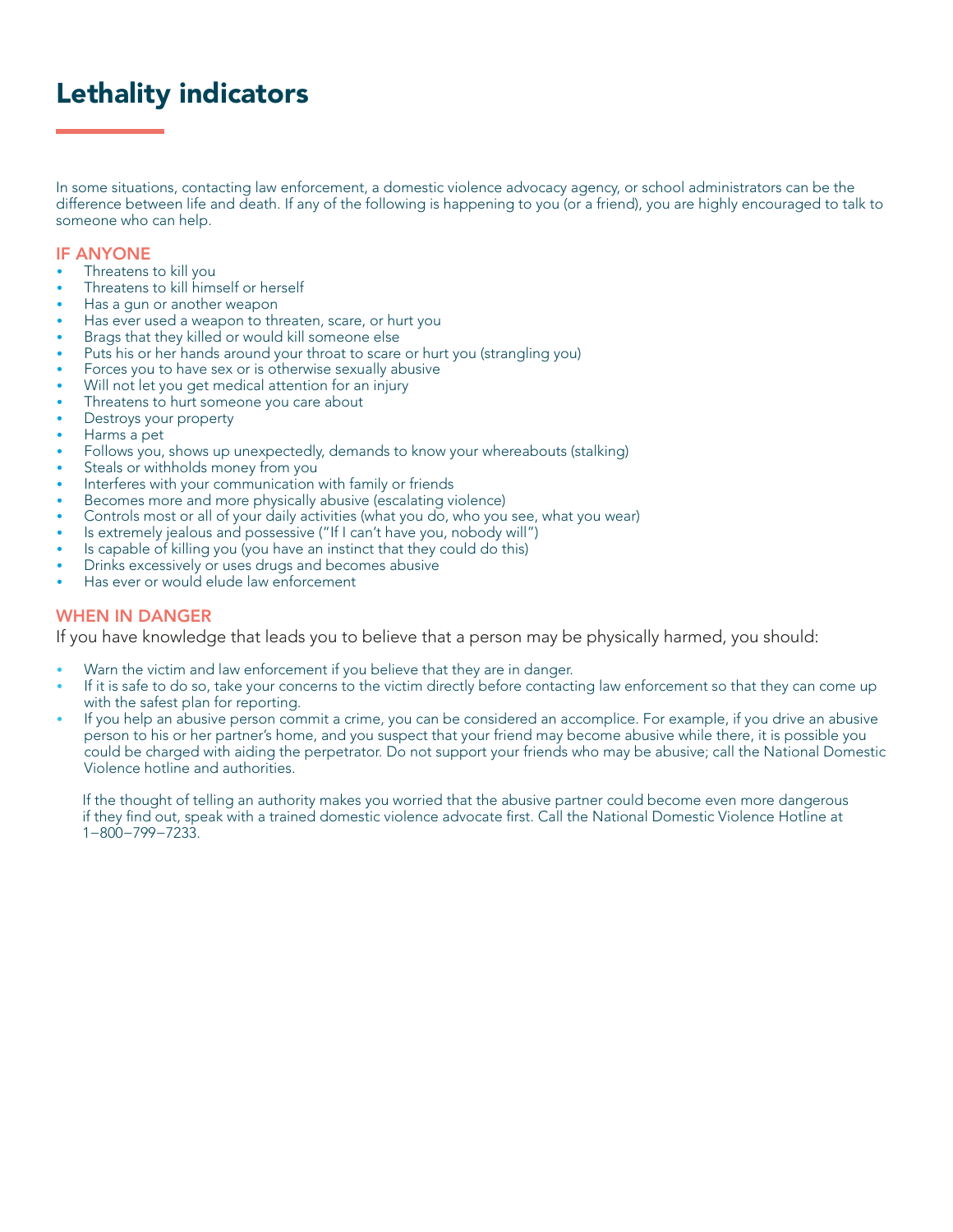# Lethality indicators

In some situations, contacting law enforcement, a domestic violence advocacy agency, or school administrators can be the difference between life and death. If any of the following is happening to you (or a friend), you are highly encouraged to talk to someone who can help.

### IF ANYONE

- Threatens to kill you
- Threatens to kill himself or herself
- Has a gun or another weapon
- Has ever used a weapon to threaten, scare, or hurt you
- Brags that they killed or would kill someone else
- Puts his or her hands around your throat to scare or hurt you (strangling you)
- Forces you to have sex or is otherwise sexually abusive
- Will not let you get medical attention for an injury
- Threatens to hurt someone you care about
- Destroys your property
- Harms a pet
- Follows you, shows up unexpectedly, demands to know your whereabouts (stalking)
- Steals or withholds money from you
- Interferes with your communication with family or friends
- Becomes more and more physically abusive (escalating violence)
- Controls most or all of your daily activities (what you do, who you see, what you wear)
- Is extremely jealous and possessive ("If I can't have you, nobody will")
- Is capable of killing you (you have an instinct that they could do this)
- Drinks excessively or uses drugs and becomes abusive
- Has ever or would elude law enforcement

### WHEN IN DANGER

If you have knowledge that leads you to believe that a person may be physically harmed, you should:

- Warn the victim and law enforcement if you believe that they are in danger.
- If it is safe to do so, take your concerns to the victim directly before contacting law enforcement so that they can come up with the safest plan for reporting.
- If you help an abusive person commit a crime, you can be considered an accomplice. For example, if you drive an abusive person to his or her partner's home, and you suspect that your friend may become abusive while there, it is possible you could be charged with aiding the perpetrator. Do not support your friends who may be abusive; call the National Domestic Violence hotline and authorities.

If the thought of telling an authority makes you worried that the abusive partner could become even more dangerous if they find out, speak with a trained domestic violence advocate first. Call the National Domestic Violence Hotline at 1–800–799–7233.